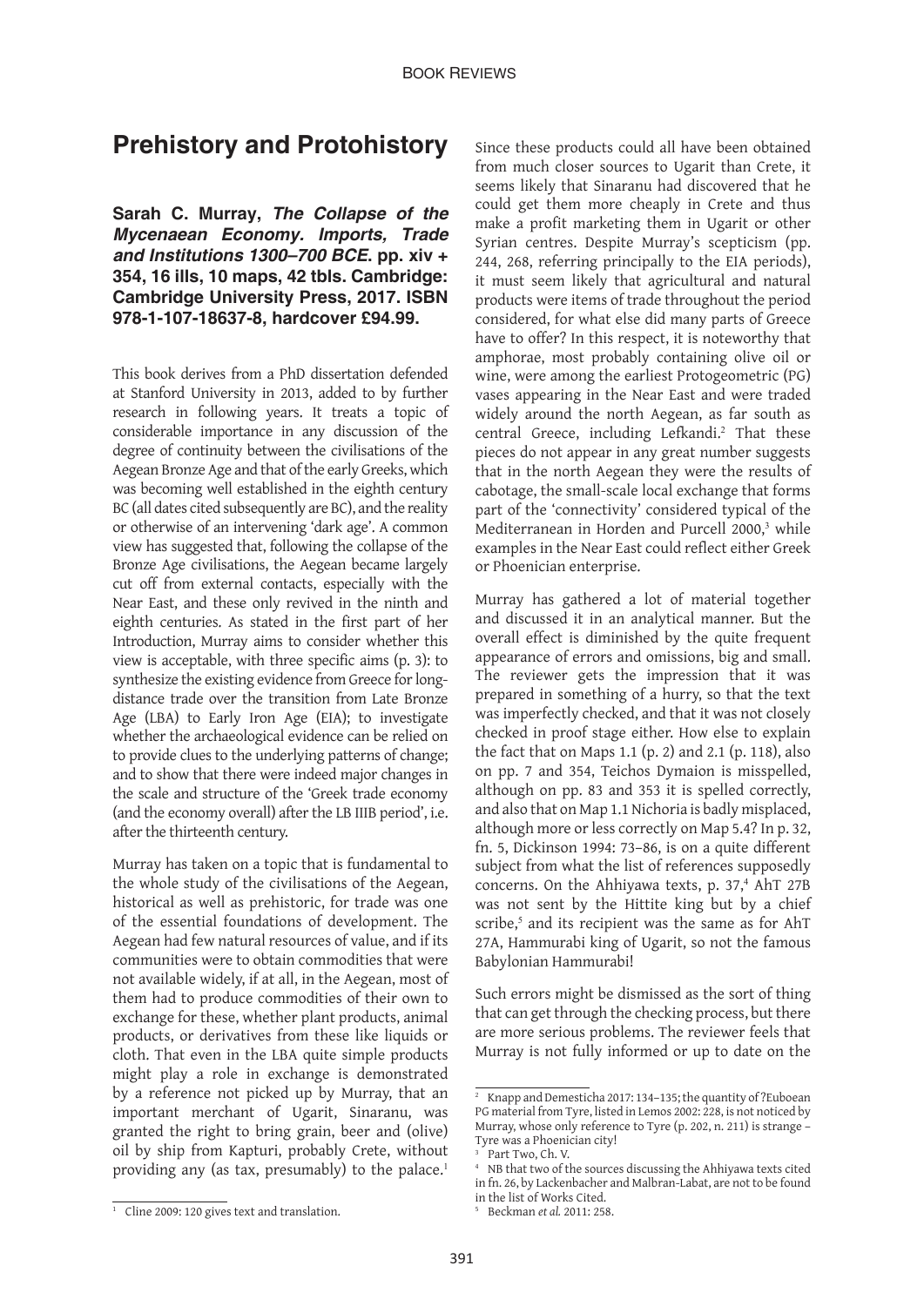# Prehistory and Protohistory

**Sarah C. Murray, *The Collapse of the Mycenaean Economy. Imports, Trade and Institutions 1300–700 BCE*. pp. xiv + 354, 16 ills, 10 maps, 42 tbls. Cambridge: Cambridge University Press, 2017. ISBN 978-1-107-18637-8, hardcover £94.99.**

This book derives from a PhD dissertation defended at Stanford University in 2013, added to by further research in following years. It treats a topic of considerable importance in any discussion of the degree of continuity between the civilisations of the Aegean Bronze Age and that of the early Greeks, which was becoming well established in the eighth century BC (all dates cited subsequently are BC), and the reality or otherwise of an intervening 'dark age'. A common view has suggested that, following the collapse of the Bronze Age civilisations, the Aegean became largely cut off from external contacts, especially with the Near East, and these only revived in the ninth and eighth centuries. As stated in the first part of her Introduction, Murray aims to consider whether this view is acceptable, with three specific aims (p. 3): to synthesize the existing evidence from Greece for long-distance trade over the transition from Late Bronze Age (LBA) to Early Iron Age (EIA); to investigate whether the archaeological evidence can be relied on to provide clues to the underlying patterns of change; and to show that there were indeed major changes in the scale and structure of the 'Greek trade economy (and the economy overall) after the LB IIIB period', i.e. after the thirteenth century.

Murray has taken on a topic that is fundamental to the whole study of the civilisations of the Aegean, historical as well as prehistoric, for trade was one of the essential foundations of development. The Aegean had few natural resources of value, and if its communities were to obtain commodities that were not available widely, if at all, in the Aegean, most of them had to produce commodities of their own to exchange for these, whether plant products, animal products, or derivatives from these like liquids or cloth. That even in the LBA quite simple products might play a role in exchange is demonstrated by a reference not picked up by Murray, that an important merchant of Ugarit, Sinaranu, was granted the right to bring grain, beer and (olive) oil by ship from Kapturi, probably Crete, without providing any (as tax, presumably) to the palace.[1] Since these products could all have been obtained from much closer sources to Ugarit than Crete, it seems likely that Sinaranu had discovered that he could get them more cheaply in Crete and thus make a profit marketing them in Ugarit or other Syrian centres. Despite Murray's scepticism (pp. 244, 268, referring principally to the EIA periods), it must seem likely that agricultural and natural products were items of trade throughout the period considered, for what else did many parts of Greece have to offer? In this respect, it is noteworthy that amphorae, most probably containing olive oil or wine, were among the earliest Protogeometric (PG) vases appearing in the Near East and were traded widely around the north Aegean, as far south as central Greece, including Lefkandi.[2] That these pieces do not appear in any great number suggests that in the north Aegean they were the results of cabotage, the small-scale local exchange that forms part of the 'connectivity' considered typical of the Mediterranean in Horden and Purcell 2000,[3] while examples in the Near East could reflect either Greek or Phoenician enterprise.

Murray has gathered a lot of material together and discussed it in an analytical manner. But the overall effect is diminished by the quite frequent appearance of errors and omissions, big and small. The reviewer gets the impression that it was prepared in something of a hurry, so that the text was imperfectly checked, and that it was not closely checked in proof stage either. How else to explain the fact that on Maps 1.1 (p. 2) and 2.1 (p. 118), also on pp. 7 and 354, Teichos Dymaion is misspelled, although on pp. 83 and 353 it is spelled correctly, and also that on Map 1.1 Nichoria is badly misplaced, although more or less correctly on Map 5.4? In p. 32, fn. 5, Dickinson 1994: 73–86, is on a quite different subject from what the list of references supposedly concerns. On the Ahhiyawa texts, p. 37,[4] AhT 27B was not sent by the Hittite king but by a chief scribe,[5] and its recipient was the same as for AhT 27A, Hammurabi king of Ugarit, so not the famous Babylonian Hammurabi!

Such errors might be dismissed as the sort of thing that can get through the checking process, but there are more serious problems. The reviewer feels that Murray is not fully informed or up to date on the

---

[1] Cline 2009: 120 gives text and translation.

[2] Knapp and Demesticha 2017: 134–135; the quantity of ?Euboean PG material from Tyre, listed in Lemos 2002: 228, is not noticed by Murray, whose only reference to Tyre (p. 202, n. 211) is strange – Tyre was a Phoenician city!

[3] Part Two, Ch. V.

[4] NB that two of the sources discussing the Ahhiyawa texts cited in fn. 26, by Lackenbacher and Malbran-Labat, are not to be found in the list of Works Cited.

[5] Beckman *et al.* 2011: 258.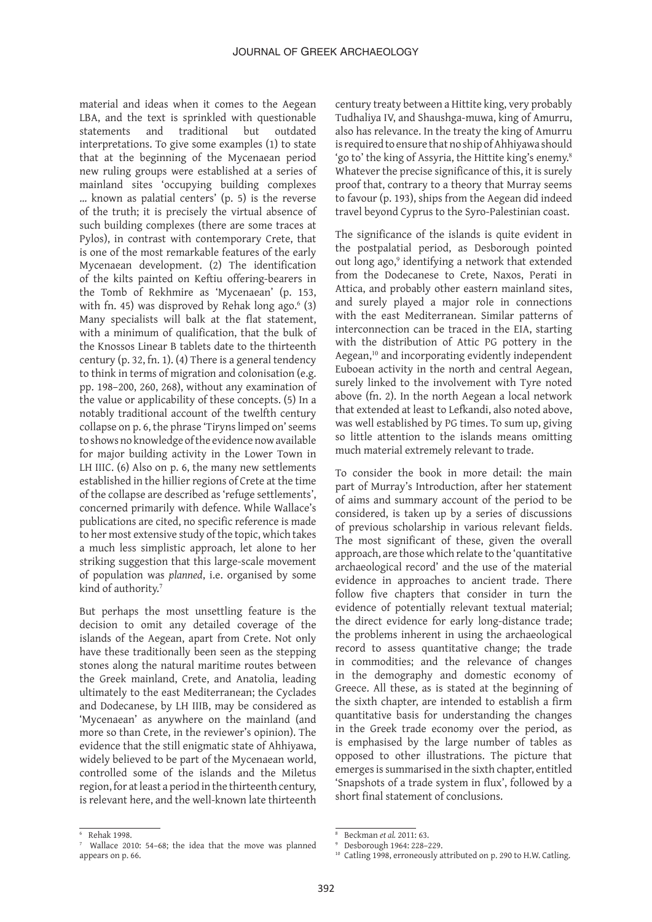material and ideas when it comes to the Aegean LBA, and the text is sprinkled with questionable statements and traditional but outdated interpretations. To give some examples (1) to state that at the beginning of the Mycenaean period new ruling groups were established at a series of mainland sites 'occupying building complexes ... known as palatial centers' (p. 5) is the reverse of the truth; it is precisely the virtual absence of such building complexes (there are some traces at Pylos), in contrast with contemporary Crete, that is one of the most remarkable features of the early Mycenaean development. (2) The identification of the kilts painted on Keftiu offering-bearers in the Tomb of Rekhmire as 'Mycenaean' (p. 153, with fn. 45) was disproved by Rehak long ago.[6] (3) Many specialists will balk at the flat statement, with a minimum of qualification, that the bulk of the Knossos Linear B tablets date to the thirteenth century (p. 32, fn. 1). (4) There is a general tendency to think in terms of migration and colonisation (e.g. pp. 198–200, 260, 268), without any examination of the value or applicability of these concepts. (5) In a notably traditional account of the twelfth century collapse on p. 6, the phrase 'Tiryns limped on' seems to shows no knowledge of the evidence now available for major building activity in the Lower Town in LH IIIC. (6) Also on p. 6, the many new settlements established in the hillier regions of Crete at the time of the collapse are described as 'refuge settlements', concerned primarily with defence. While Wallace's publications are cited, no specific reference is made to her most extensive study of the topic, which takes a much less simplistic approach, let alone to her striking suggestion that this large-scale movement of population was *planned*, i.e. organised by some kind of authority.[7]

But perhaps the most unsettling feature is the decision to omit any detailed coverage of the islands of the Aegean, apart from Crete. Not only have these traditionally been seen as the stepping stones along the natural maritime routes between the Greek mainland, Crete, and Anatolia, leading ultimately to the east Mediterranean; the Cyclades and Dodecanese, by LH IIIB, may be considered as 'Mycenaean' as anywhere on the mainland (and more so than Crete, in the reviewer's opinion). The evidence that the still enigmatic state of Ahhiyawa, widely believed to be part of the Mycenaean world, controlled some of the islands and the Miletus region, for at least a period in the thirteenth century, is relevant here, and the well-known late thirteenth century treaty between a Hittite king, very probably Tudhaliya IV, and Shaushga-muwa, king of Amurru, also has relevance. In the treaty the king of Amurru is required to ensure that no ship of Ahhiyawa should 'go to' the king of Assyria, the Hittite king's enemy.[8] Whatever the precise significance of this, it is surely proof that, contrary to a theory that Murray seems to favour (p. 193), ships from the Aegean did indeed travel beyond Cyprus to the Syro-Palestinian coast.

The significance of the islands is quite evident in the postpalatial period, as Desborough pointed out long ago,[9] identifying a network that extended from the Dodecanese to Crete, Naxos, Perati in Attica, and probably other eastern mainland sites, and surely played a major role in connections with the east Mediterranean. Similar patterns of interconnection can be traced in the EIA, starting with the distribution of Attic PG pottery in the Aegean,[10] and incorporating evidently independent Euboean activity in the north and central Aegean, surely linked to the involvement with Tyre noted above (fn. 2). In the north Aegean a local network that extended at least to Lefkandi, also noted above, was well established by PG times. To sum up, giving so little attention to the islands means omitting much material extremely relevant to trade.

To consider the book in more detail: the main part of Murray's Introduction, after her statement of aims and summary account of the period to be considered, is taken up by a series of discussions of previous scholarship in various relevant fields. The most significant of these, given the overall approach, are those which relate to the 'quantitative archaeological record' and the use of the material evidence in approaches to ancient trade. There follow five chapters that consider in turn the evidence of potentially relevant textual material; the direct evidence for early long-distance trade; the problems inherent in using the archaeological record to assess quantitative change; the trade in commodities; and the relevance of changes in the demography and domestic economy of Greece. All these, as is stated at the beginning of the sixth chapter, are intended to establish a firm quantitative basis for understanding the changes in the Greek trade economy over the period, as is emphasised by the large number of tables as opposed to other illustrations. The picture that emerges is summarised in the sixth chapter, entitled 'Snapshots of a trade system in flux', followed by a short final statement of conclusions.

---

[6] Rehak 1998.

[7] Wallace 2010: 54–68; the idea that the move was planned appears on p. 66.

[8] Beckman *et al.* 2011: 63.

[9] Desborough 1964: 228–229.

[10] Catling 1998, erroneously attributed on p. 290 to H.W. Catling.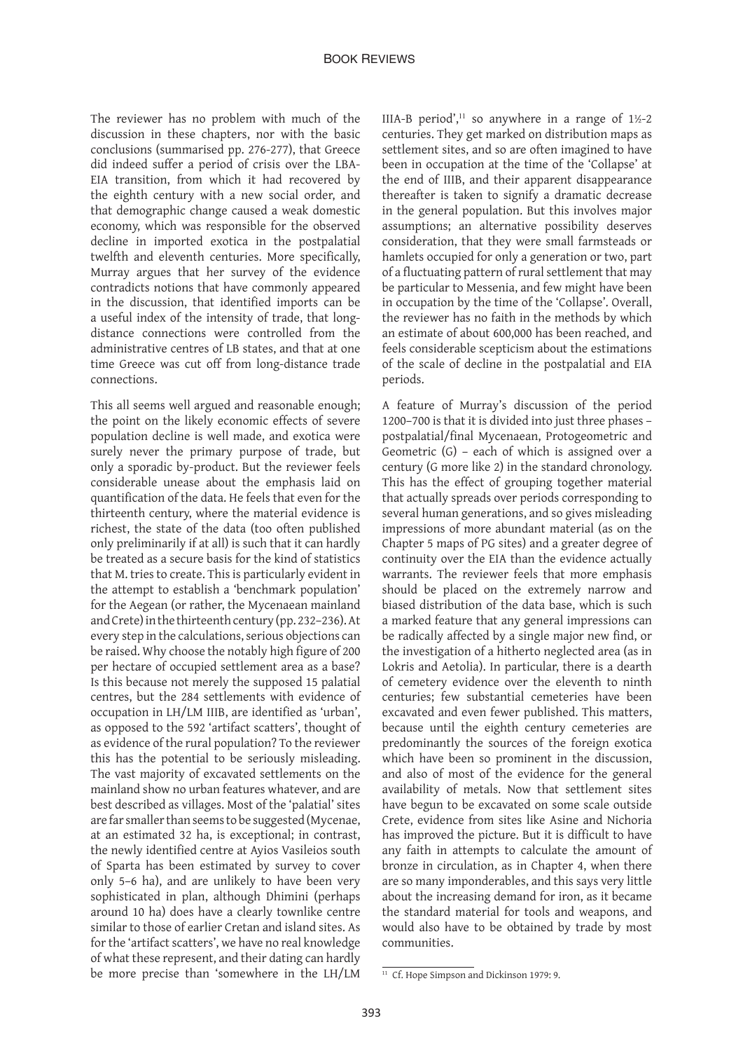The reviewer has no problem with much of the discussion in these chapters, nor with the basic conclusions (summarised pp. 276-277), that Greece did indeed suffer a period of crisis over the LBA-EIA transition, from which it had recovered by the eighth century with a new social order, and that demographic change caused a weak domestic economy, which was responsible for the observed decline in imported exotica in the postpalatial twelfth and eleventh centuries. More specifically, Murray argues that her survey of the evidence contradicts notions that have commonly appeared in the discussion, that identified imports can be a useful index of the intensity of trade, that long-distance connections were controlled from the administrative centres of LB states, and that at one time Greece was cut off from long-distance trade connections.

This all seems well argued and reasonable enough; the point on the likely economic effects of severe population decline is well made, and exotica were surely never the primary purpose of trade, but only a sporadic by-product. But the reviewer feels considerable unease about the emphasis laid on quantification of the data. He feels that even for the thirteenth century, where the material evidence is richest, the state of the data (too often published only preliminarily if at all) is such that it can hardly be treated as a secure basis for the kind of statistics that M. tries to create. This is particularly evident in the attempt to establish a 'benchmark population' for the Aegean (or rather, the Mycenaean mainland and Crete) in the thirteenth century (pp. 232–236). At every step in the calculations, serious objections can be raised. Why choose the notably high figure of 200 per hectare of occupied settlement area as a base? Is this because not merely the supposed 15 palatial centres, but the 284 settlements with evidence of occupation in LH/LM IIIB, are identified as 'urban', as opposed to the 592 'artifact scatters', thought of as evidence of the rural population? To the reviewer this has the potential to be seriously misleading. The vast majority of excavated settlements on the mainland show no urban features whatever, and are best described as villages. Most of the 'palatial' sites are far smaller than seems to be suggested (Mycenae, at an estimated 32 ha, is exceptional; in contrast, the newly identified centre at Ayios Vasileios south of Sparta has been estimated by survey to cover only 5–6 ha), and are unlikely to have been very sophisticated in plan, although Dhimini (perhaps around 10 ha) does have a clearly townlike centre similar to those of earlier Cretan and island sites. As for the 'artifact scatters', we have no real knowledge of what these represent, and their dating can hardly be more precise than 'somewhere in the LH/LM IIIA-B period',[11] so anywhere in a range of 1½-2 centuries. They get marked on distribution maps as settlement sites, and so are often imagined to have been in occupation at the time of the 'Collapse' at the end of IIIB, and their apparent disappearance thereafter is taken to signify a dramatic decrease in the general population. But this involves major assumptions; an alternative possibility deserves consideration, that they were small farmsteads or hamlets occupied for only a generation or two, part of a fluctuating pattern of rural settlement that may be particular to Messenia, and few might have been in occupation by the time of the 'Collapse'. Overall, the reviewer has no faith in the methods by which an estimate of about 600,000 has been reached, and feels considerable scepticism about the estimations of the scale of decline in the postpalatial and EIA periods.

A feature of Murray's discussion of the period 1200–700 is that it is divided into just three phases – postpalatial/final Mycenaean, Protogeometric and Geometric (G) – each of which is assigned over a century (G more like 2) in the standard chronology. This has the effect of grouping together material that actually spreads over periods corresponding to several human generations, and so gives misleading impressions of more abundant material (as on the Chapter 5 maps of PG sites) and a greater degree of continuity over the EIA than the evidence actually warrants. The reviewer feels that more emphasis should be placed on the extremely narrow and biased distribution of the data base, which is such a marked feature that any general impressions can be radically affected by a single major new find, or the investigation of a hitherto neglected area (as in Lokris and Aetolia). In particular, there is a dearth of cemetery evidence over the eleventh to ninth centuries; few substantial cemeteries have been excavated and even fewer published. This matters, because until the eighth century cemeteries are predominantly the sources of the foreign exotica which have been so prominent in the discussion, and also of most of the evidence for the general availability of metals. Now that settlement sites have begun to be excavated on some scale outside Crete, evidence from sites like Asine and Nichoria has improved the picture. But it is difficult to have any faith in attempts to calculate the amount of bronze in circulation, as in Chapter 4, when there are so many imponderables, and this says very little about the increasing demand for iron, as it became the standard material for tools and weapons, and would also have to be obtained by trade by most communities.

[11] Cf. Hope Simpson and Dickinson 1979: 9.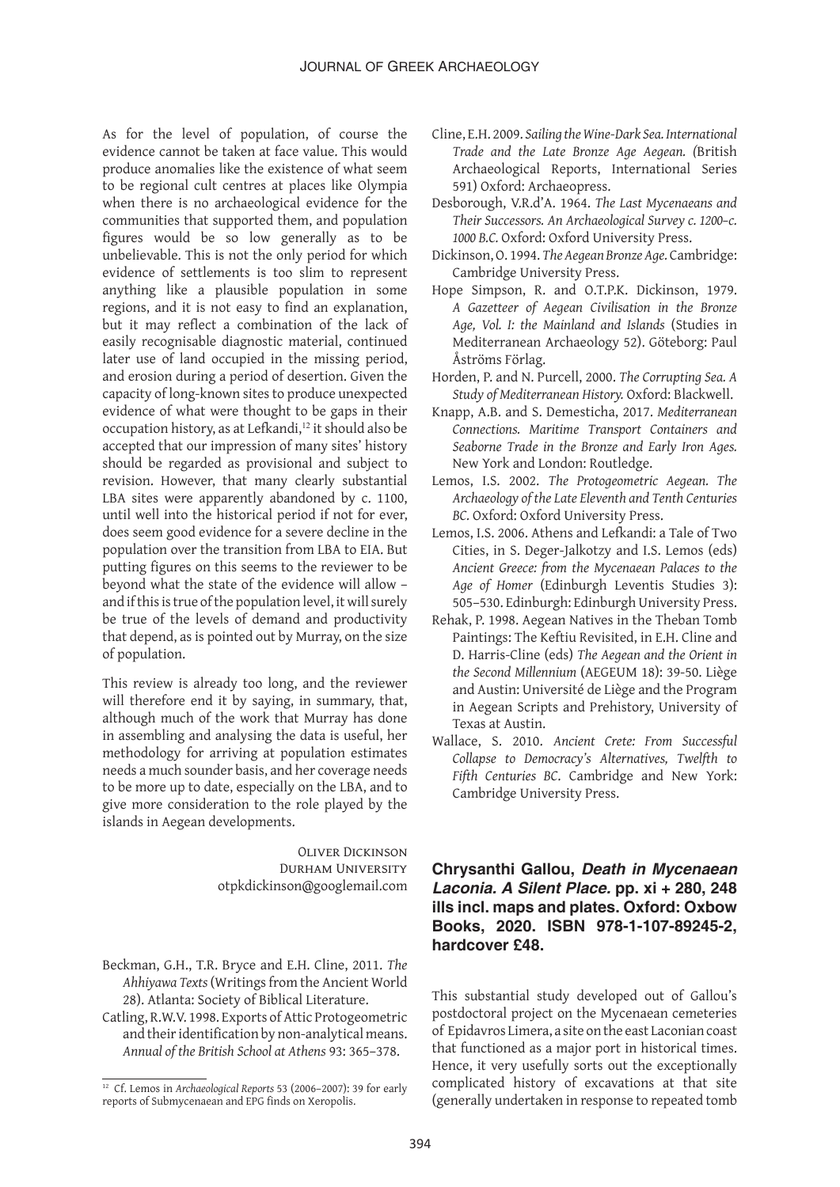As for the level of population, of course the evidence cannot be taken at face value. This would produce anomalies like the existence of what seem to be regional cult centres at places like Olympia when there is no archaeological evidence for the communities that supported them, and population figures would be so low generally as to be unbelievable. This is not the only period for which evidence of settlements is too slim to represent anything like a plausible population in some regions, and it is not easy to find an explanation, but it may reflect a combination of the lack of easily recognisable diagnostic material, continued later use of land occupied in the missing period, and erosion during a period of desertion. Given the capacity of long-known sites to produce unexpected evidence of what were thought to be gaps in their occupation history, as at Lefkandi,[12] it should also be accepted that our impression of many sites' history should be regarded as provisional and subject to revision. However, that many clearly substantial LBA sites were apparently abandoned by c. 1100, until well into the historical period if not for ever, does seem good evidence for a severe decline in the population over the transition from LBA to EIA. But putting figures on this seems to the reviewer to be beyond what the state of the evidence will allow – and if this is true of the population level, it will surely be true of the levels of demand and productivity that depend, as is pointed out by Murray, on the size of population.

This review is already too long, and the reviewer will therefore end it by saying, in summary, that, although much of the work that Murray has done in assembling and analysing the data is useful, her methodology for arriving at population estimates needs a much sounder basis, and her coverage needs to be more up to date, especially on the LBA, and to give more consideration to the role played by the islands in Aegean developments.

Oliver Dickinson
Durham University
otpkdickinson@googlemail.com

Beckman, G.H., T.R. Bryce and E.H. Cline, 2011. *The Ahhiyawa Texts* (Writings from the Ancient World 28). Atlanta: Society of Biblical Literature.

Catling, R.W.V. 1998. Exports of Attic Protogeometric and their identification by non-analytical means. *Annual of the British School at Athens* 93: 365–378.

Cline, E.H. 2009. *Sailing the Wine-Dark Sea. International Trade and the Late Bronze Age Aegean.* (British Archaeological Reports, International Series 591) Oxford: Archaeopress.

Desborough, V.R.d'A. 1964. *The Last Mycenaeans and Their Successors. An Archaeological Survey c. 1200–c. 1000 B.C.* Oxford: Oxford University Press.

Dickinson, O. 1994. *The Aegean Bronze Age.* Cambridge: Cambridge University Press.

Hope Simpson, R. and O.T.P.K. Dickinson, 1979. *A Gazetteer of Aegean Civilisation in the Bronze Age, Vol. I: the Mainland and Islands* (Studies in Mediterranean Archaeology 52). Göteborg: Paul Åströms Förlag.

Horden, P. and N. Purcell, 2000. *The Corrupting Sea. A Study of Mediterranean History.* Oxford: Blackwell.

Knapp, A.B. and S. Demesticha, 2017. *Mediterranean Connections. Maritime Transport Containers and Seaborne Trade in the Bronze and Early Iron Ages.* New York and London: Routledge.

Lemos, I.S. 2002. *The Protogeometric Aegean. The Archaeology of the Late Eleventh and Tenth Centuries BC.* Oxford: Oxford University Press.

Lemos, I.S. 2006. Athens and Lefkandi: a Tale of Two Cities, in S. Deger-Jalkotzy and I.S. Lemos (eds) *Ancient Greece: from the Mycenaean Palaces to the Age of Homer* (Edinburgh Leventis Studies 3): 505–530. Edinburgh: Edinburgh University Press.

Rehak, P. 1998. Aegean Natives in the Theban Tomb Paintings: The Keftiu Revisited, in E.H. Cline and D. Harris-Cline (eds) *The Aegean and the Orient in the Second Millennium* (AEGEUM 18): 39-50. Liège and Austin: Université de Liège and the Program in Aegean Scripts and Prehistory, University of Texas at Austin.

Wallace, S. 2010. *Ancient Crete: From Successful Collapse to Democracy's Alternatives, Twelfth to Fifth Centuries BC*. Cambridge and New York: Cambridge University Press.

[12] Cf. Lemos in *Archaeological Reports* 53 (2006–2007): 39 for early reports of Submycenaean and EPG finds on Xeropolis.

## Chrysanthi Gallou, *Death in Mycenaean Laconia. A Silent Place.* pp. xi + 280, 248 ills incl. maps and plates. Oxford: Oxbow Books, 2020. ISBN 978-1-107-89245-2, hardcover £48.

This substantial study developed out of Gallou's postdoctoral project on the Mycenaean cemeteries of Epidavros Limera, a site on the east Laconian coast that functioned as a major port in historical times. Hence, it very usefully sorts out the exceptionally complicated history of excavations at that site (generally undertaken in response to repeated tomb